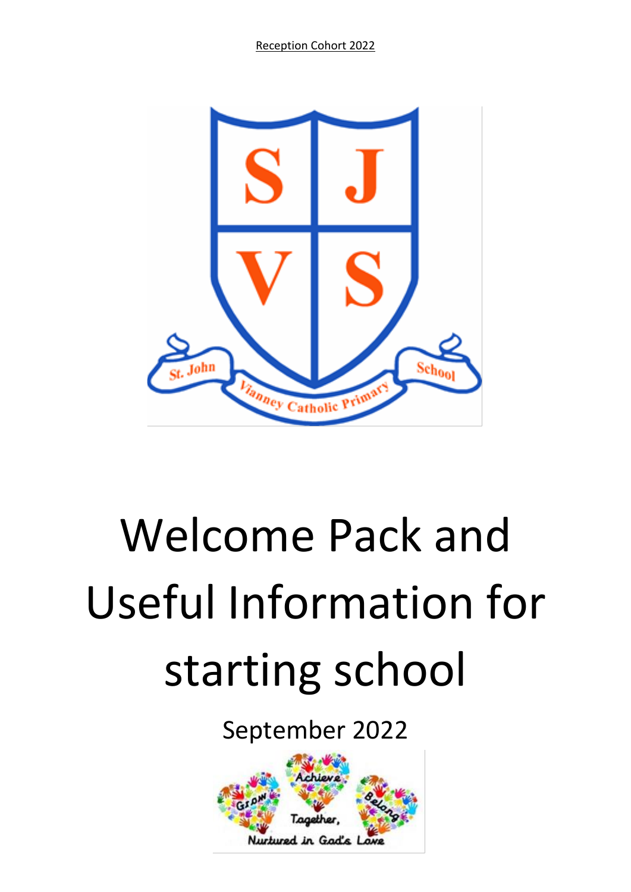Reception Cohort 2022

# Welcome Pack and Useful Information for starting school

September 2022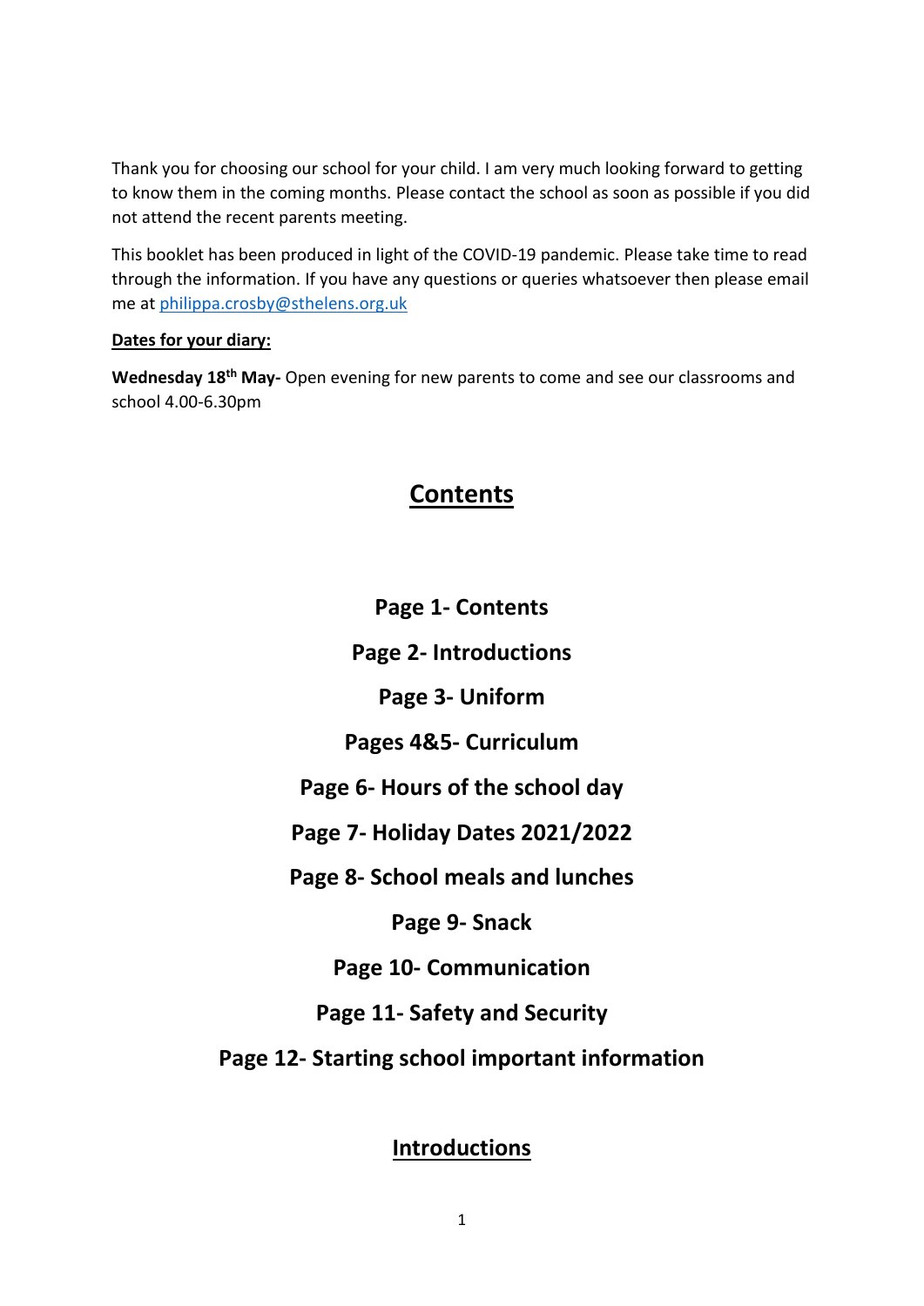Thank you for choosing our school for your child. I am very much looking forward to getting to know them in the coming months. Please contact the school as soon as possible if you did not attend the recent parents meeting.

This booklet has been produced in light of the COVID-19 pandemic. Please take time to read through the information. If you have any questions or queries whatsoever then please email me at [philippa.crosby@sthelens.org.uk](mailto:philippa.crosby@sthelens.org.uk)

**Dates for your diary:**

**Wednesday 18th May-** Open evening for new parents to come and see our classrooms and school 4.00-6.30pm

## Contents

**Page 1- Contents**

**Page 2- Introductions**

**Page 3- Uniform**

**Pages 4&5- Curriculum**

**Page 6- Hours of the school day**

**Page 7- Holiday Dates 2021/2022**

**Page 8- School meals and lunches**

**Page 9- Snack**

**Page 10- Communication**

**Page 11- Safety and Security**

**Page 12- Starting school important information**

## Introductions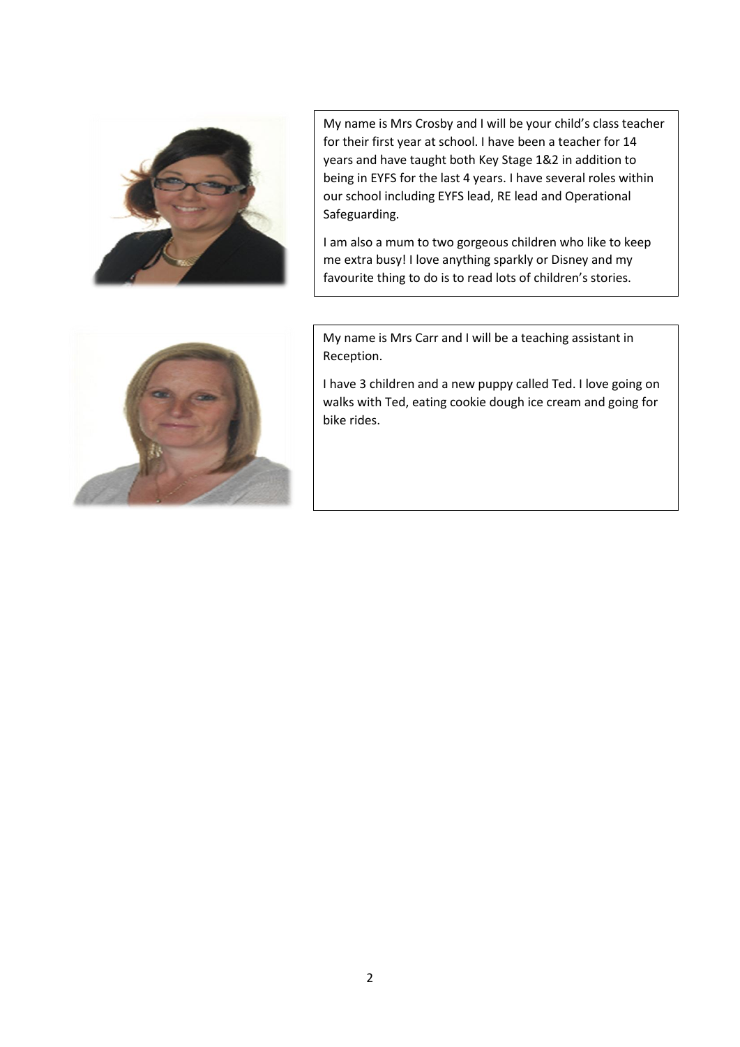My name is Mrs Crosby and I will be your child's class teacher for their first year at school. I have been a teacher for 14 years and have taught both Key Stage 1&2 in addition to being in EYFS for the last 4 years. I have several roles within our school including EYFS lead, RE lead and Operational Safeguarding.

I am also a mum to two gorgeous children who like to keep me extra busy! I love anything sparkly or Disney and my favourite thing to do is to read lots of children's stories.

My name is Mrs Carr and I will be a teaching assistant in Reception.

I have 3 children and a new puppy called Ted. I love going on walks with Ted, eating cookie dough ice cream and going for bike rides.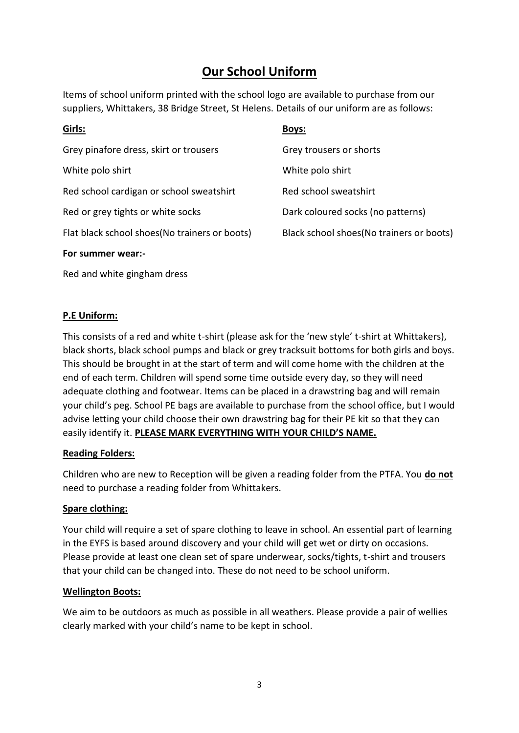# Our School Uniform

Items of school uniform printed with the school logo are available to purchase from our suppliers, Whittakers, 38 Bridge Street, St Helens. Details of our uniform are as follows:

| Girls: | Boys: |
|---|---|
| Grey pinafore dress, skirt or trousers | Grey trousers or shorts |
| White polo shirt | White polo shirt |
| Red school cardigan or school sweatshirt | Red school sweatshirt |
| Red or grey tights or white socks | Dark coloured socks (no patterns) |
| Flat black school shoes(No trainers or boots) | Black school shoes(No trainers or boots) |

**For summer wear:-**

Red and white gingham dress

## P.E Uniform:

This consists of a red and white t-shirt (please ask for the 'new style' t-shirt at Whittakers), black shorts, black school pumps and black or grey tracksuit bottoms for both girls and boys. This should be brought in at the start of term and will come home with the children at the end of each term. Children will spend some time outside every day, so they will need adequate clothing and footwear. Items can be placed in a drawstring bag and will remain your child's peg. School PE bags are available to purchase from the school office, but I would advise letting your child choose their own drawstring bag for their PE kit so that they can easily identify it. **PLEASE MARK EVERYTHING WITH YOUR CHILD'S NAME.**

## Reading Folders:

Children who are new to Reception will be given a reading folder from the PTFA. You **do not** need to purchase a reading folder from Whittakers.

## Spare clothing:

Your child will require a set of spare clothing to leave in school. An essential part of learning in the EYFS is based around discovery and your child will get wet or dirty on occasions. Please provide at least one clean set of spare underwear, socks/tights, t-shirt and trousers that your child can be changed into. These do not need to be school uniform.

## Wellington Boots:

We aim to be outdoors as much as possible in all weathers. Please provide a pair of wellies clearly marked with your child's name to be kept in school.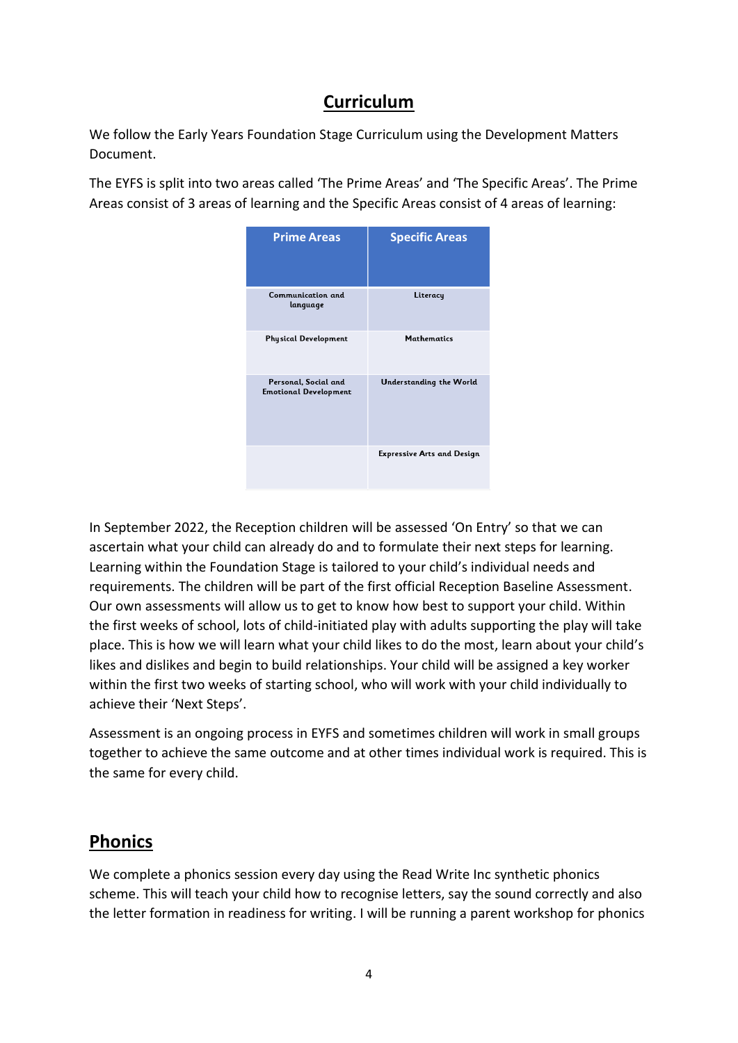## Curriculum

We follow the Early Years Foundation Stage Curriculum using the Development Matters Document.

The EYFS is split into two areas called 'The Prime Areas' and 'The Specific Areas'. The Prime Areas consist of 3 areas of learning and the Specific Areas consist of 4 areas of learning:

| Prime Areas | Specific Areas |
|---|---|
| Communication and language | Literacy |
| Physical Development | Mathematics |
| Personal, Social and Emotional Development | Understanding the World |
| | Expressive Arts and Design |

In September 2022, the Reception children will be assessed 'On Entry' so that we can ascertain what your child can already do and to formulate their next steps for learning. Learning within the Foundation Stage is tailored to your child's individual needs and requirements. The children will be part of the first official Reception Baseline Assessment. Our own assessments will allow us to get to know how best to support your child. Within the first weeks of school, lots of child-initiated play with adults supporting the play will take place. This is how we will learn what your child likes to do the most, learn about your child's likes and dislikes and begin to build relationships. Your child will be assigned a key worker within the first two weeks of starting school, who will work with your child individually to achieve their 'Next Steps'.

Assessment is an ongoing process in EYFS and sometimes children will work in small groups together to achieve the same outcome and at other times individual work is required. This is the same for every child.

## Phonics

We complete a phonics session every day using the Read Write Inc synthetic phonics scheme. This will teach your child how to recognise letters, say the sound correctly and also the letter formation in readiness for writing. I will be running a parent workshop for phonics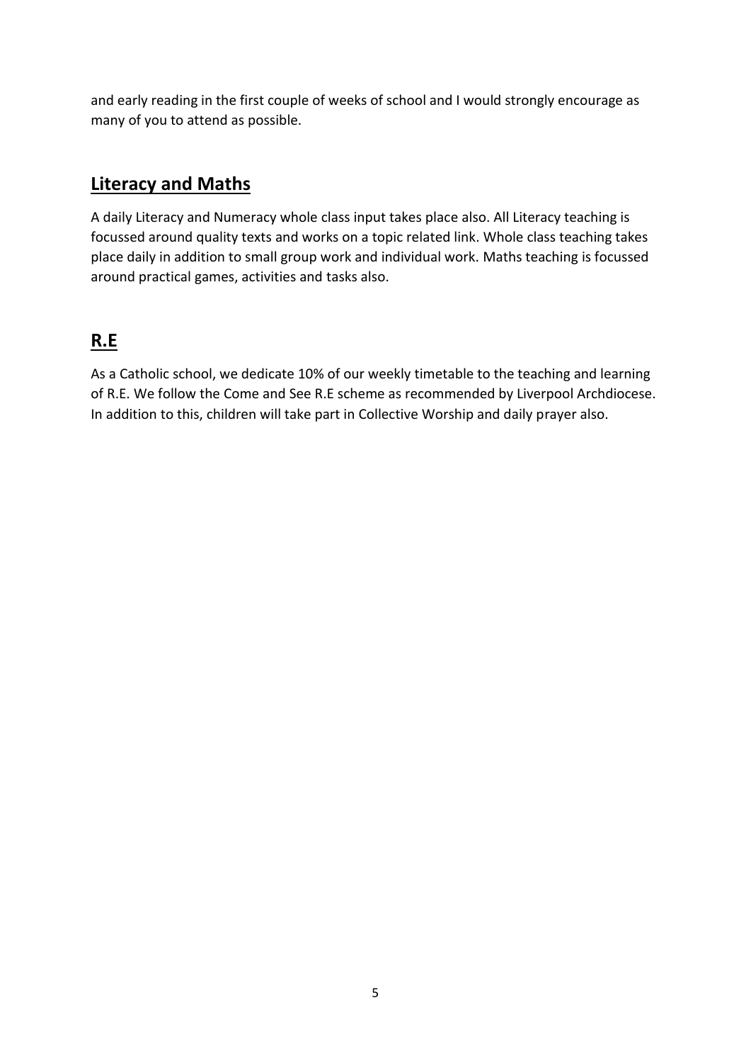and early reading in the first couple of weeks of school and I would strongly encourage as many of you to attend as possible.

## **Literacy and Maths**

A daily Literacy and Numeracy whole class input takes place also. All Literacy teaching is focussed around quality texts and works on a topic related link. Whole class teaching takes place daily in addition to small group work and individual work. Maths teaching is focussed around practical games, activities and tasks also.

## **R.E**

As a Catholic school, we dedicate 10% of our weekly timetable to the teaching and learning of R.E. We follow the Come and See R.E scheme as recommended by Liverpool Archdiocese. In addition to this, children will take part in Collective Worship and daily prayer also.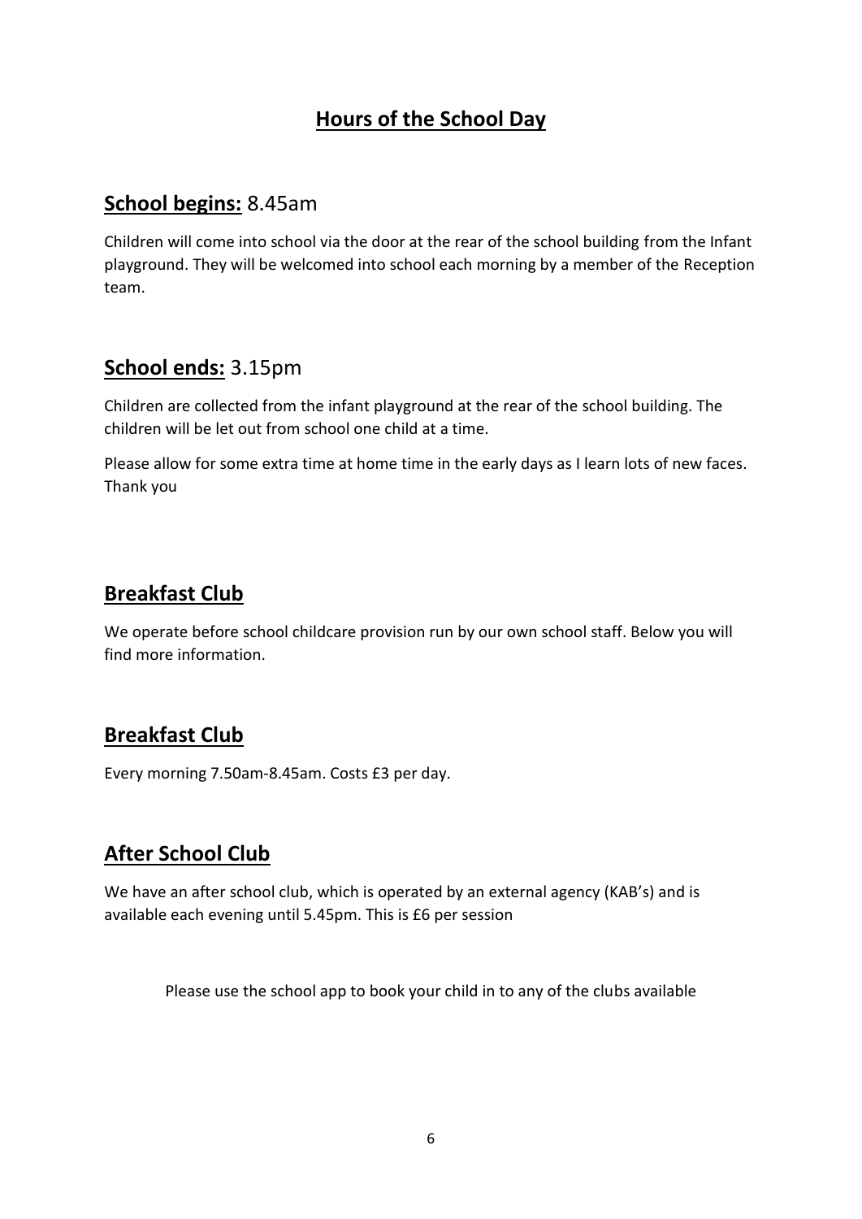# Hours of the School Day

## School begins: 8.45am

Children will come into school via the door at the rear of the school building from the Infant playground. They will be welcomed into school each morning by a member of the Reception team.

## School ends: 3.15pm

Children are collected from the infant playground at the rear of the school building. The children will be let out from school one child at a time.

Please allow for some extra time at home time in the early days as I learn lots of new faces. Thank you

## Breakfast Club

We operate before school childcare provision run by our own school staff. Below you will find more information.

## Breakfast Club

Every morning 7.50am-8.45am. Costs £3 per day.

## After School Club

We have an after school club, which is operated by an external agency (KAB's) and is available each evening until 5.45pm. This is £6 per session

Please use the school app to book your child in to any of the clubs available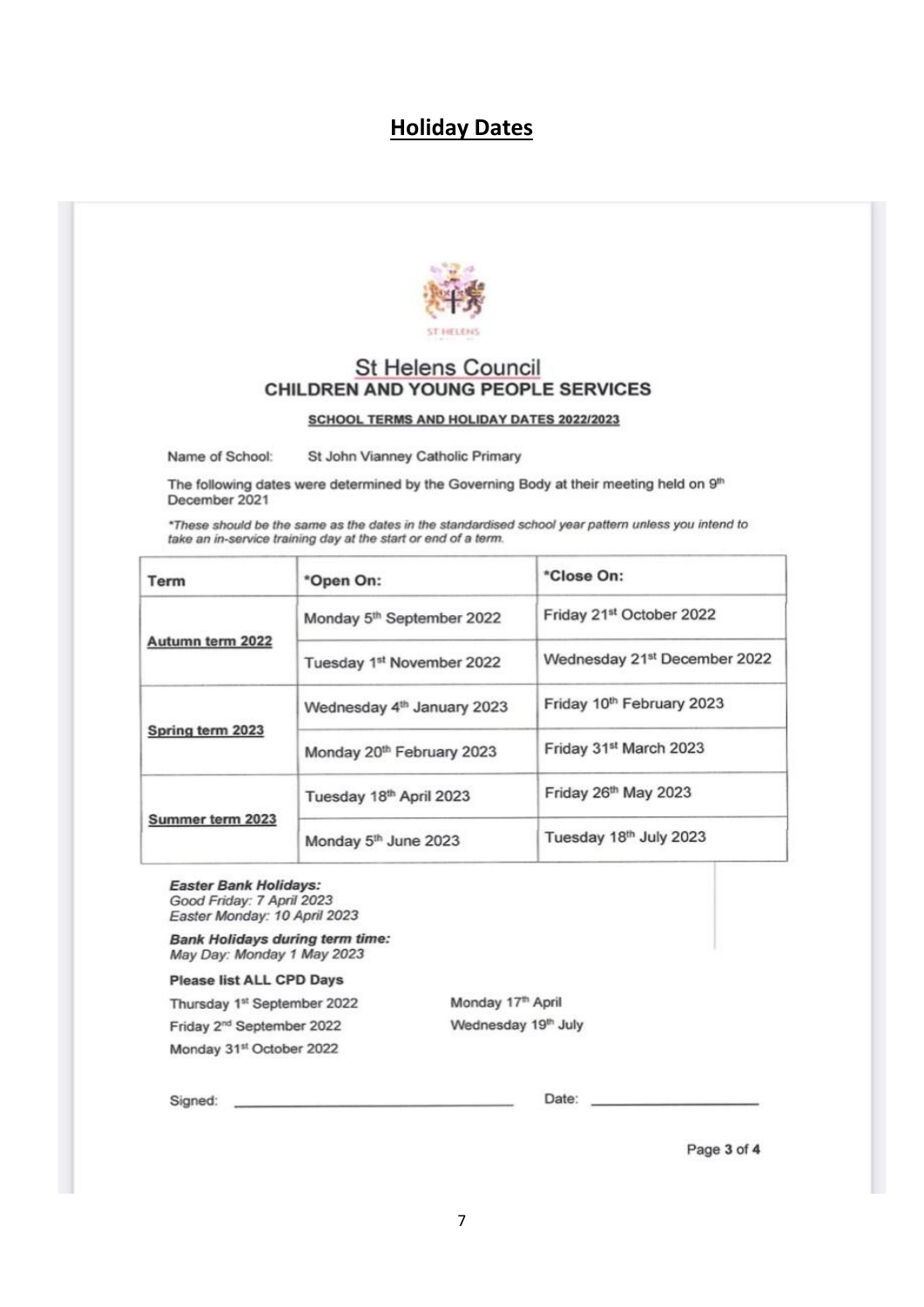## Holiday Dates

St Helens Council
**CHILDREN AND YOUNG PEOPLE SERVICES**

**SCHOOL TERMS AND HOLIDAY DATES 2022/2023**

Name of School: St John Vianney Catholic Primary

The following dates were determined by the Governing Body at their meeting held on 9th December 2021

*\*These should be the same as the dates in the standardised school year pattern unless you intend to take an in-service training day at the start or end of a term.*

| Term | \*Open On: | \*Close On: |
|---|---|---|
| Autumn term 2022 | Monday 5th September 2022 | Friday 21st October 2022 |
| | Tuesday 1st November 2022 | Wednesday 21st December 2022 |
| Spring term 2023 | Wednesday 4th January 2023 | Friday 10th February 2023 |
| | Monday 20th February 2023 | Friday 31st March 2023 |
| Summer term 2023 | Tuesday 18th April 2023 | Friday 26th May 2023 |
| | Monday 5th June 2023 | Tuesday 18th July 2023 |

***Easter Bank Holidays:***
*Good Friday: 7 April 2023*
*Easter Monday: 10 April 2023*

***Bank Holidays during term time:***
*May Day: Monday 1 May 2023*

**Please list ALL CPD Days**

Thursday 1st September 2022
Friday 2nd September 2022
Monday 31st October 2022
Monday 17th April
Wednesday 19th July

Signed: ______________________ Date: ______________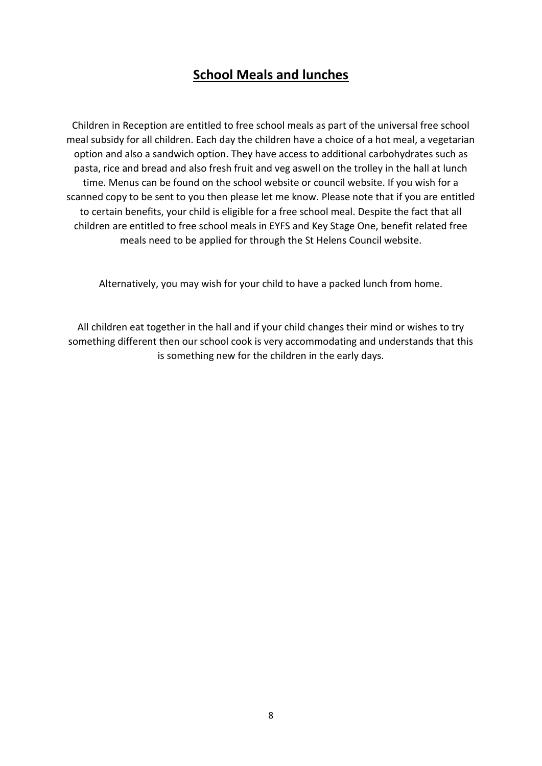## School Meals and lunches

Children in Reception are entitled to free school meals as part of the universal free school meal subsidy for all children. Each day the children have a choice of a hot meal, a vegetarian option and also a sandwich option. They have access to additional carbohydrates such as pasta, rice and bread and also fresh fruit and veg aswell on the trolley in the hall at lunch time. Menus can be found on the school website or council website. If you wish for a scanned copy to be sent to you then please let me know. Please note that if you are entitled to certain benefits, your child is eligible for a free school meal. Despite the fact that all children are entitled to free school meals in EYFS and Key Stage One, benefit related free meals need to be applied for through the St Helens Council website.

Alternatively, you may wish for your child to have a packed lunch from home.

All children eat together in the hall and if your child changes their mind or wishes to try something different then our school cook is very accommodating and understands that this is something new for the children in the early days.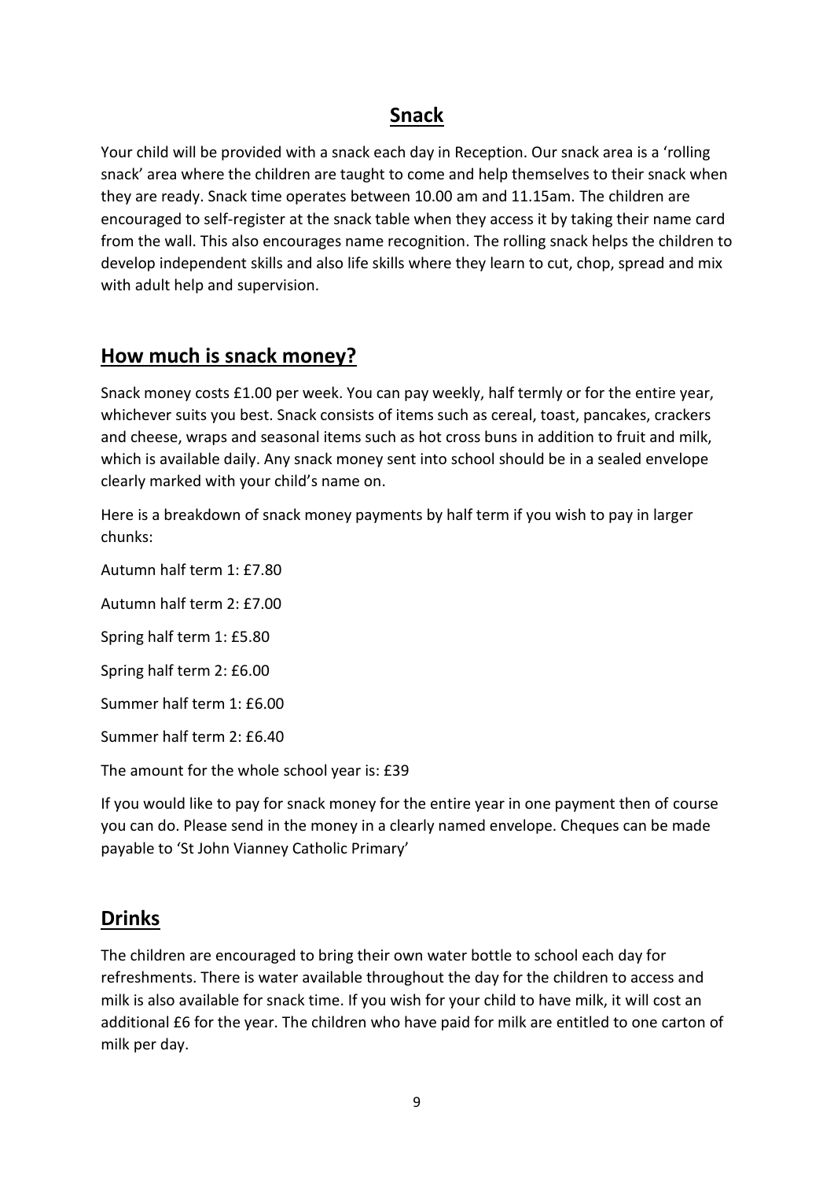## Snack

Your child will be provided with a snack each day in Reception. Our snack area is a 'rolling snack' area where the children are taught to come and help themselves to their snack when they are ready. Snack time operates between 10.00 am and 11.15am. The children are encouraged to self-register at the snack table when they access it by taking their name card from the wall. This also encourages name recognition. The rolling snack helps the children to develop independent skills and also life skills where they learn to cut, chop, spread and mix with adult help and supervision.

## How much is snack money?

Snack money costs £1.00 per week. You can pay weekly, half termly or for the entire year, whichever suits you best. Snack consists of items such as cereal, toast, pancakes, crackers and cheese, wraps and seasonal items such as hot cross buns in addition to fruit and milk, which is available daily. Any snack money sent into school should be in a sealed envelope clearly marked with your child's name on.

Here is a breakdown of snack money payments by half term if you wish to pay in larger chunks:

Autumn half term 1: £7.80

Autumn half term 2: £7.00

Spring half term 1: £5.80

Spring half term 2: £6.00

Summer half term 1: £6.00

Summer half term 2: £6.40

The amount for the whole school year is: £39

If you would like to pay for snack money for the entire year in one payment then of course you can do. Please send in the money in a clearly named envelope. Cheques can be made payable to 'St John Vianney Catholic Primary'

## Drinks

The children are encouraged to bring their own water bottle to school each day for refreshments. There is water available throughout the day for the children to access and milk is also available for snack time. If you wish for your child to have milk, it will cost an additional £6 for the year. The children who have paid for milk are entitled to one carton of milk per day.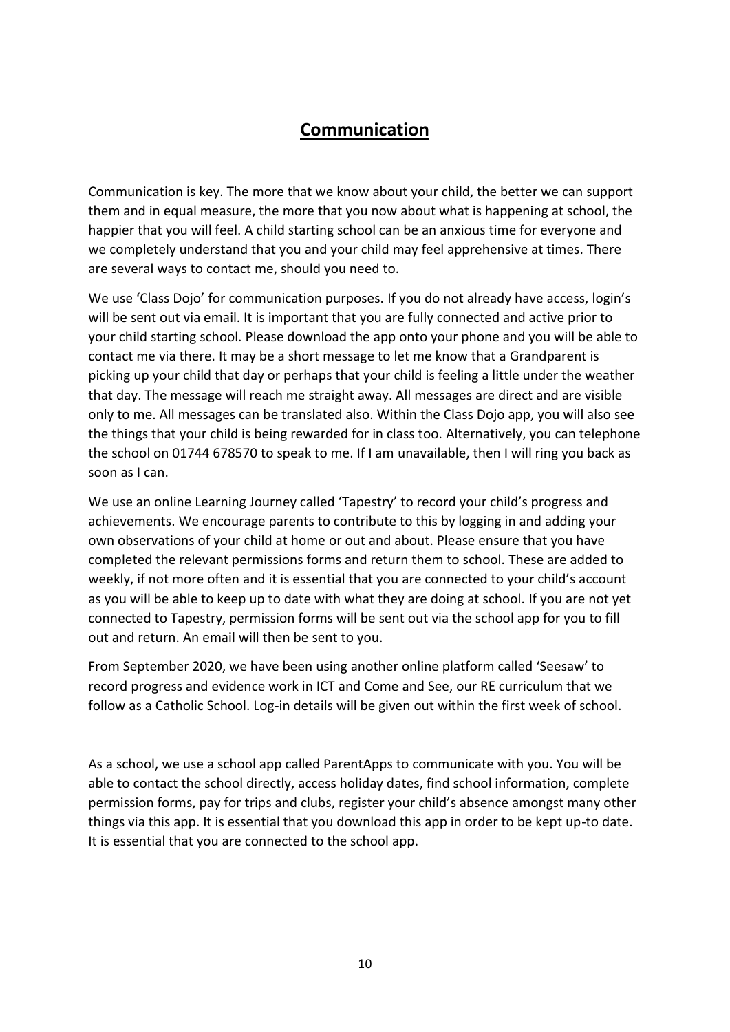# Communication

Communication is key. The more that we know about your child, the better we can support them and in equal measure, the more that you now about what is happening at school, the happier that you will feel. A child starting school can be an anxious time for everyone and we completely understand that you and your child may feel apprehensive at times. There are several ways to contact me, should you need to.

We use 'Class Dojo' for communication purposes. If you do not already have access, login's will be sent out via email. It is important that you are fully connected and active prior to your child starting school. Please download the app onto your phone and you will be able to contact me via there. It may be a short message to let me know that a Grandparent is picking up your child that day or perhaps that your child is feeling a little under the weather that day. The message will reach me straight away. All messages are direct and are visible only to me. All messages can be translated also. Within the Class Dojo app, you will also see the things that your child is being rewarded for in class too. Alternatively, you can telephone the school on 01744 678570 to speak to me. If I am unavailable, then I will ring you back as soon as I can.

We use an online Learning Journey called 'Tapestry' to record your child's progress and achievements. We encourage parents to contribute to this by logging in and adding your own observations of your child at home or out and about. Please ensure that you have completed the relevant permissions forms and return them to school. These are added to weekly, if not more often and it is essential that you are connected to your child's account as you will be able to keep up to date with what they are doing at school. If you are not yet connected to Tapestry, permission forms will be sent out via the school app for you to fill out and return. An email will then be sent to you.

From September 2020, we have been using another online platform called 'Seesaw' to record progress and evidence work in ICT and Come and See, our RE curriculum that we follow as a Catholic School. Log-in details will be given out within the first week of school.

As a school, we use a school app called ParentApps to communicate with you. You will be able to contact the school directly, access holiday dates, find school information, complete permission forms, pay for trips and clubs, register your child's absence amongst many other things via this app. It is essential that you download this app in order to be kept up-to date. It is essential that you are connected to the school app.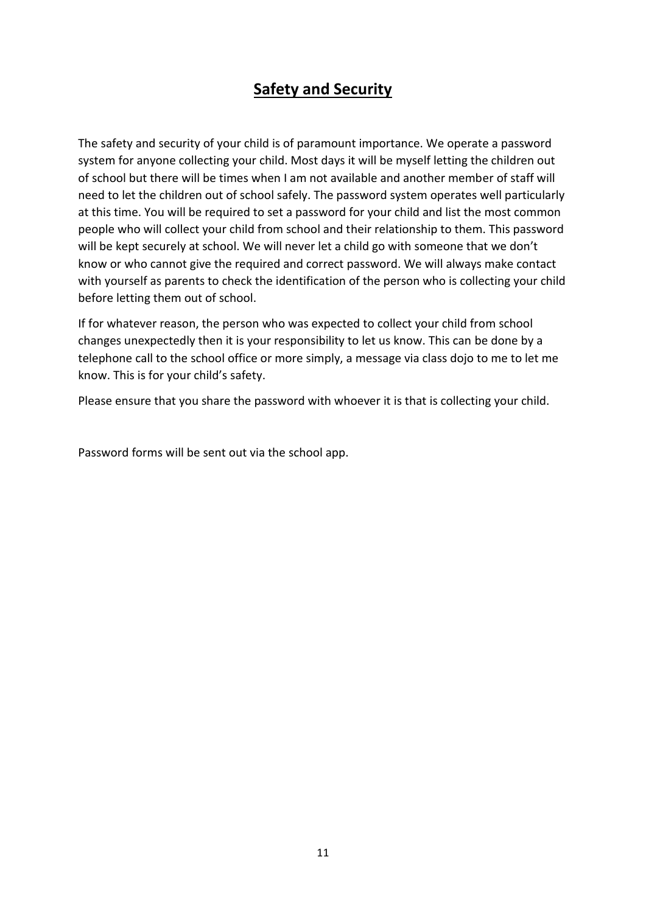# **Safety and Security**

The safety and security of your child is of paramount importance. We operate a password system for anyone collecting your child. Most days it will be myself letting the children out of school but there will be times when I am not available and another member of staff will need to let the children out of school safely. The password system operates well particularly at this time. You will be required to set a password for your child and list the most common people who will collect your child from school and their relationship to them. This password will be kept securely at school. We will never let a child go with someone that we don't know or who cannot give the required and correct password. We will always make contact with yourself as parents to check the identification of the person who is collecting your child before letting them out of school.

If for whatever reason, the person who was expected to collect your child from school changes unexpectedly then it is your responsibility to let us know. This can be done by a telephone call to the school office or more simply, a message via class dojo to me to let me know. This is for your child's safety.

Please ensure that you share the password with whoever it is that is collecting your child.

Password forms will be sent out via the school app.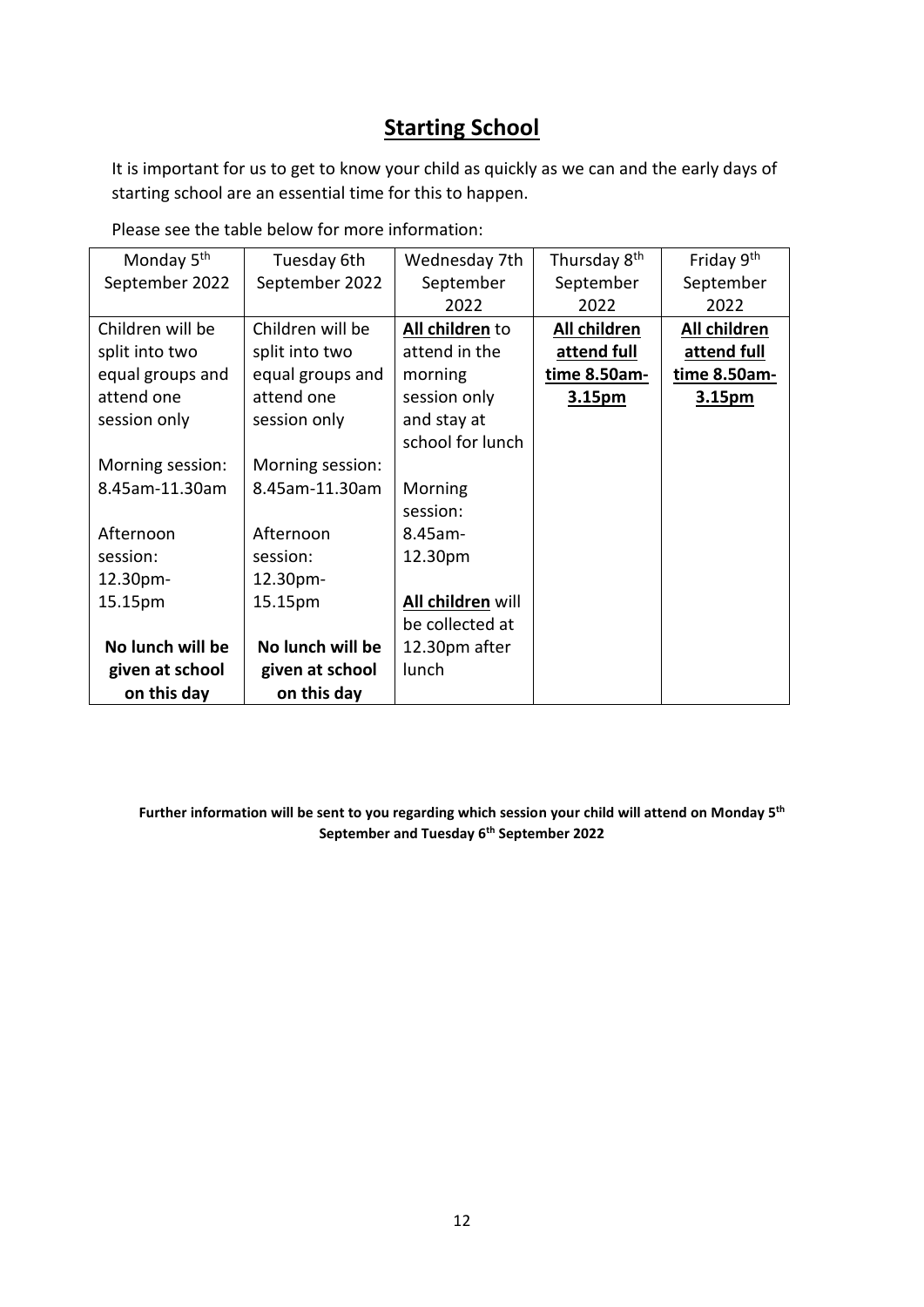## Starting School

It is important for us to get to know your child as quickly as we can and the early days of starting school are an essential time for this to happen.

Please see the table below for more information:

| Monday 5th September 2022 | Tuesday 6th September 2022 | Wednesday 7th September 2022 | Thursday 8th September 2022 | Friday 9th September 2022 |
|---|---|---|---|---|
| Children will be split into two equal groups and attend one session only<br><br>Morning session: 8.45am-11.30am<br><br>Afternoon session: 12.30pm-15.15pm<br><br>**No lunch will be given at school on this day** | Children will be split into two equal groups and attend one session only<br><br>Morning session: 8.45am-11.30am<br><br>Afternoon session: 12.30pm-15.15pm<br><br>**No lunch will be given at school on this day** | **All children** to attend in the morning session only and stay at school for lunch<br><br>Morning session: 8.45am-12.30pm<br><br>**All children** will be collected at 12.30pm after lunch | **All children attend full time 8.50am-3.15pm** | **All children attend full time 8.50am-3.15pm** |

**Further information will be sent to you regarding which session your child will attend on Monday 5th September and Tuesday 6th September 2022**